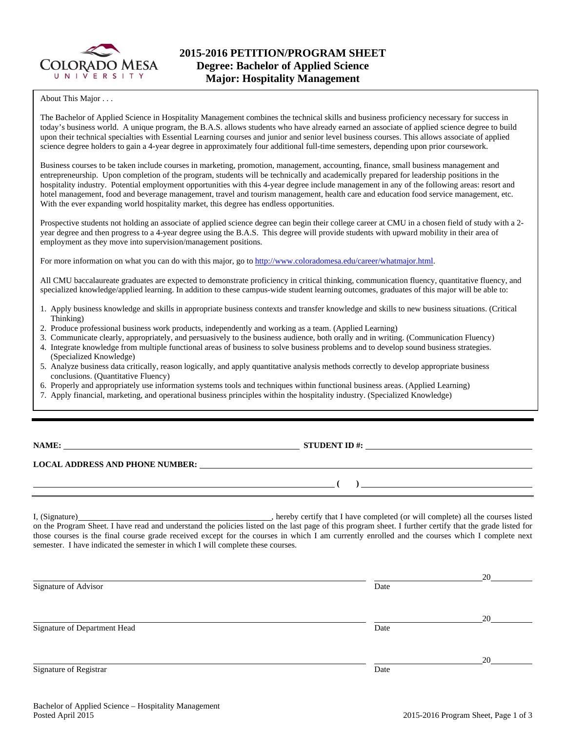# 2015-2016 PETITION/PROGRAM SHEET
## Degree: Bachelor of Applied Science
## Major: Hospitality Management

About This Major . . .

The Bachelor of Applied Science in Hospitality Management combines the technical skills and business proficiency necessary for success in today's business world. A unique program, the B.A.S. allows students who have already earned an associate of applied science degree to build upon their technical specialties with Essential Learning courses and junior and senior level business courses. This allows associate of applied science degree holders to gain a 4-year degree in approximately four additional full-time semesters, depending upon prior coursework.

Business courses to be taken include courses in marketing, promotion, management, accounting, finance, small business management and entrepreneurship. Upon completion of the program, students will be technically and academically prepared for leadership positions in the hospitality industry. Potential employment opportunities with this 4-year degree include management in any of the following areas: resort and hotel management, food and beverage management, travel and tourism management, health care and education food service management, etc. With the ever expanding world hospitality market, this degree has endless opportunities.

Prospective students not holding an associate of applied science degree can begin their college career at CMU in a chosen field of study with a 2-year degree and then progress to a 4-year degree using the B.A.S. This degree will provide students with upward mobility in their area of employment as they move into supervision/management positions.

For more information on what you can do with this major, go to http://www.coloradomesa.edu/career/whatmajor.html.

All CMU baccalaureate graduates are expected to demonstrate proficiency in critical thinking, communication fluency, quantitative fluency, and specialized knowledge/applied learning. In addition to these campus-wide student learning outcomes, graduates of this major will be able to:

1. Apply business knowledge and skills in appropriate business contexts and transfer knowledge and skills to new business situations. (Critical Thinking)
2. Produce professional business work products, independently and working as a team. (Applied Learning)
3. Communicate clearly, appropriately, and persuasively to the business audience, both orally and in writing. (Communication Fluency)
4. Integrate knowledge from multiple functional areas of business to solve business problems and to develop sound business strategies. (Specialized Knowledge)
5. Analyze business data critically, reason logically, and apply quantitative analysis methods correctly to develop appropriate business conclusions. (Quantitative Fluency)
6. Properly and appropriately use information systems tools and techniques within functional business areas. (Applied Learning)
7. Apply financial, marketing, and operational business principles within the hospitality industry. (Specialized Knowledge)

---

**NAME:** ______________________________ **STUDENT ID #:** ______________________________

**LOCAL ADDRESS AND PHONE NUMBER:** ______________________________

______________________________ **( )** ______________________________

I, (Signature)______________________________, hereby certify that I have completed (or will complete) all the courses listed on the Program Sheet. I have read and understand the policies listed on the last page of this program sheet. I further certify that the grade listed for those courses is the final course grade received except for the courses in which I am currently enrolled and the courses which I complete next semester. I have indicated the semester in which I will complete these courses.

______________________________ ______________ 20______
Signature of Advisor Date

______________________________ ______________ 20______
Signature of Department Head Date

______________________________ ______________ 20______
Signature of Registrar Date

Bachelor of Applied Science – Hospitality Management
Posted April 2015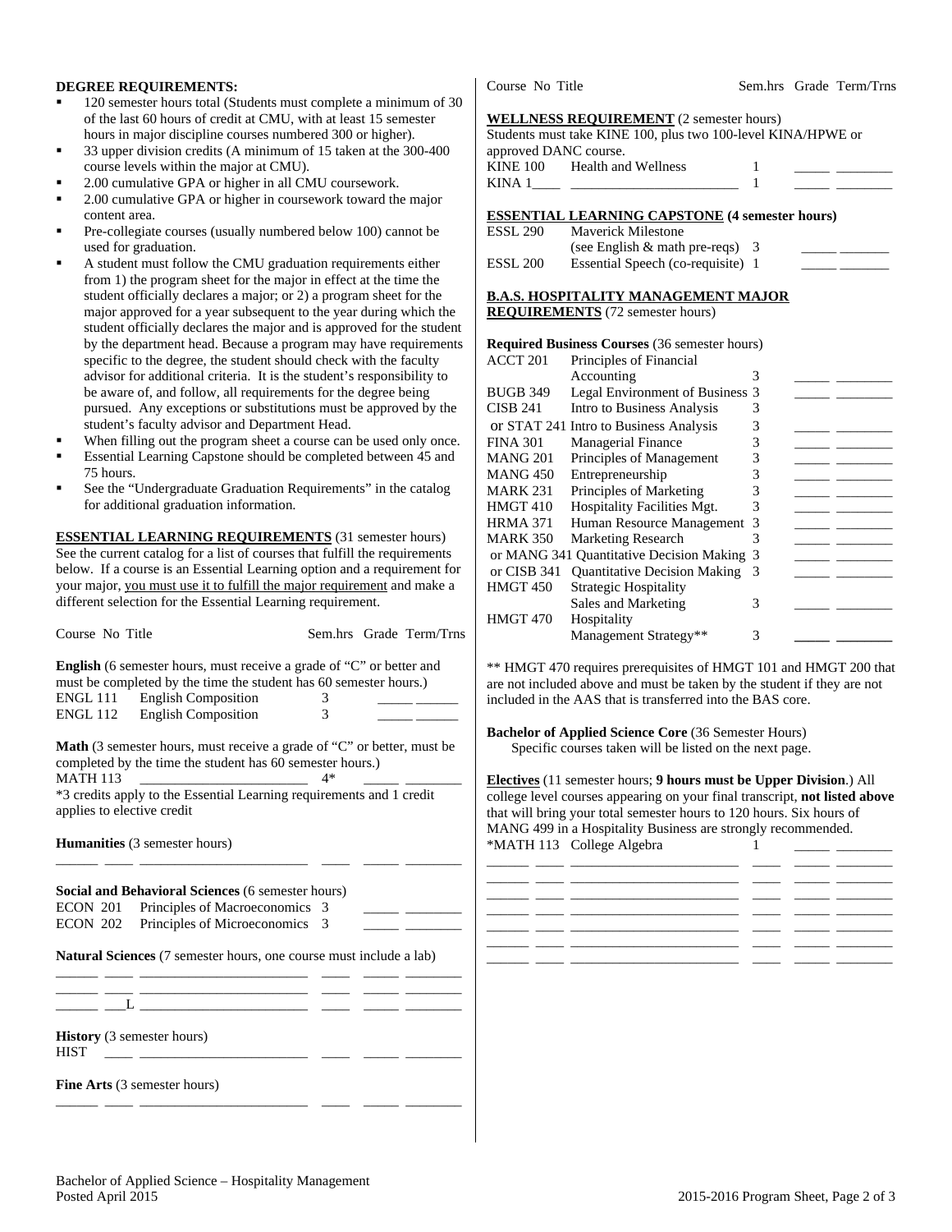**DEGREE REQUIREMENTS:**

- 120 semester hours total (Students must complete a minimum of 30 of the last 60 hours of credit at CMU, with at least 15 semester hours in major discipline courses numbered 300 or higher).
- 33 upper division credits (A minimum of 15 taken at the 300-400 course levels within the major at CMU).
- 2.00 cumulative GPA or higher in all CMU coursework.
- 2.00 cumulative GPA or higher in coursework toward the major content area.
- Pre-collegiate courses (usually numbered below 100) cannot be used for graduation.
- A student must follow the CMU graduation requirements either from 1) the program sheet for the major in effect at the time the student officially declares a major; or 2) a program sheet for the major approved for a year subsequent to the year during which the student officially declares the major and is approved for the student by the department head. Because a program may have requirements specific to the degree, the student should check with the faculty advisor for additional criteria. It is the student's responsibility to be aware of, and follow, all requirements for the degree being pursued. Any exceptions or substitutions must be approved by the student's faculty advisor and Department Head.
- When filling out the program sheet a course can be used only once.
- Essential Learning Capstone should be completed between 45 and 75 hours.
- See the "Undergraduate Graduation Requirements" in the catalog for additional graduation information.

**ESSENTIAL LEARNING REQUIREMENTS** (31 semester hours)
See the current catalog for a list of courses that fulfill the requirements below. If a course is an Essential Learning option and a requirement for your major, you must use it to fulfill the major requirement and make a different selection for the Essential Learning requirement.

| Course | No | Title | Sem.hrs | Grade | Term/Trns |
|---|---|---|---|---|---|
| **English** (6 semester hours, must receive a grade of "C" or better and must be completed by the time the student has 60 semester hours.) | | | | | |
| ENGL | 111 | English Composition | 3 | _____ | ______ |
| ENGL | 112 | English Composition | 3 | _____ | ______ |
| **Math** (3 semester hours, must receive a grade of "C" or better, must be completed by the time the student has 60 semester hours.) | | | | | |
| MATH | 113 | ________________________ | 4* | _____ | ________ |
| *3 credits apply to the Essential Learning requirements and 1 credit applies to elective credit | | | | | |
| **Humanities** (3 semester hours) | | | | | |
| ______ | ____ | ________________________ | ____ | _____ | ________ |
| **Social and Behavioral Sciences** (6 semester hours) | | | | | |
| ECON | 201 | Principles of Macroeconomics | 3 | _____ | ________ |
| ECON | 202 | Principles of Microeconomics | 3 | _____ | ________ |
| **Natural Sciences** (7 semester hours, one course must include a lab) | | | | | |
| ______ | ____ | ________________________ | ____ | _____ | ________ |
| ______ | ____ | ________________________ | ____ | _____ | ________ |
| ______ | ___L | ________________________ | ____ | _____ | ________ |
| **History** (3 semester hours) | | | | | |
| HIST | ____ | ________________________ | ____ | _____ | ________ |
| **Fine Arts** (3 semester hours) | | | | | |
| ______ | ____ | ________________________ | ____ | _____ | ________ |

**WELLNESS REQUIREMENT** (2 semester hours)
Students must take KINE 100, plus two 100-level KINA/HPWE or approved DANC course.

| Course No | Title | Sem.hrs | Grade | Term/Trns |
|---|---|---|---|---|
| KINE 100 | Health and Wellness | 1 | _____ | ________ |
| KINA 1____ | ________________________ | 1 | _____ | ________ |

**ESSENTIAL LEARNING CAPSTONE (4 semester hours)**

| Course No | Title | Sem.hrs | Grade | Term/Trns |
|---|---|---|---|---|
| ESSL 290 | Maverick Milestone (see English & math pre-reqs) | 3 | _____ | _______ |
| ESSL 200 | Essential Speech (co-requisite) | 1 | _____ | _______ |

**B.A.S. HOSPITALITY MANAGEMENT MAJOR REQUIREMENTS** (72 semester hours)

**Required Business Courses** (36 semester hours)

| Course No | Title | Sem.hrs | Grade | Term/Trns |
|---|---|---|---|---|
| ACCT 201 | Principles of Financial Accounting | 3 | _____ | ________ |
| BUGB 349 | Legal Environment of Business | 3 | _____ | ________ |
| CISB 241 | Intro to Business Analysis | 3 | | |
| or STAT 241 | Intro to Business Analysis | 3 | _____ | ________ |
| FINA 301 | Managerial Finance | 3 | _____ | ________ |
| MANG 201 | Principles of Management | 3 | _____ | ________ |
| MANG 450 | Entrepreneurship | 3 | _____ | ________ |
| MARK 231 | Principles of Marketing | 3 | _____ | ________ |
| HMGT 410 | Hospitality Facilities Mgt. | 3 | _____ | ________ |
| HRMA 371 | Human Resource Management | 3 | _____ | ________ |
| MARK 350 | Marketing Research | 3 | _____ | ________ |
| or MANG 341 | Quantitative Decision Making | 3 | _____ | ________ |
| or CISB 341 | Quantitative Decision Making | 3 | _____ | ________ |
| HMGT 450 | Strategic Hospitality Sales and Marketing | 3 | _____ | ________ |
| HMGT 470 | Hospitality Management Strategy** | 3 | _____ | ________ |

** HMGT 470 requires prerequisites of HMGT 101 and HMGT 200 that are not included above and must be taken by the student if they are not included in the AAS that is transferred into the BAS core.

**Bachelor of Applied Science Core** (36 Semester Hours)
Specific courses taken will be listed on the next page.

**Electives** (11 semester hours; **9 hours must be Upper Division**.) All college level courses appearing on your final transcript, **not listed above** that will bring your total semester hours to 120 hours. Six hours of MANG 499 in a Hospitality Business are strongly recommended.

| Course | No | Title | Sem.hrs | Grade | Term/Trns |
|---|---|---|---|---|---|
| *MATH | 113 | College Algebra | 1 | _____ | ________ |
| ______ | ____ | ________________________ | ____ | _____ | ________ |
| ______ | ____ | ________________________ | ____ | _____ | ________ |
| ______ | ____ | ________________________ | ____ | _____ | ________ |
| ______ | ____ | ________________________ | ____ | _____ | ________ |
| ______ | ____ | ________________________ | ____ | _____ | ________ |
| ______ | ____ | ________________________ | ____ | _____ | ________ |
| ______ | ____ | ________________________ | ____ | _____ | ________ |

Bachelor of Applied Science – Hospitality Management
Posted April 2015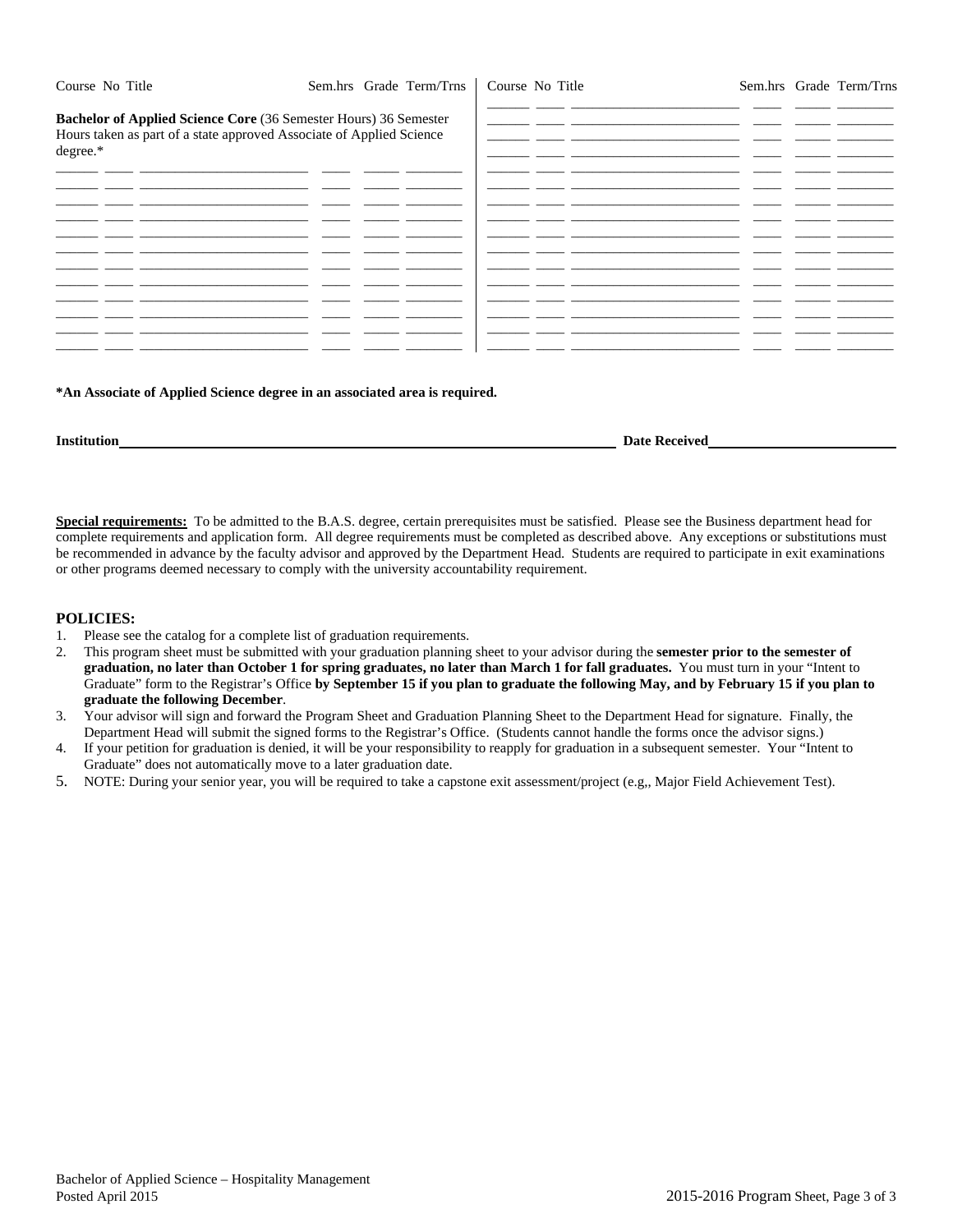| Course | No | Title | Sem.hrs | Grade | Term/Trns | Course | No | Title | Sem.hrs | Grade | Term/Trns |
|---|---|---|---|---|---|---|---|---|---|---|---|

**Bachelor of Applied Science Core** (36 Semester Hours) 36 Semester Hours taken as part of a state approved Associate of Applied Science degree.*

**\*An Associate of Applied Science degree in an associated area is required.**

**Institution** ______________________________ **Date Received** ______________________________

**Special requirements:** To be admitted to the B.A.S. degree, certain prerequisites must be satisfied. Please see the Business department head for complete requirements and application form. All degree requirements must be completed as described above. Any exceptions or substitutions must be recommended in advance by the faculty advisor and approved by the Department Head. Students are required to participate in exit examinations or other programs deemed necessary to comply with the university accountability requirement.

## POLICIES:

1. Please see the catalog for a complete list of graduation requirements.
2. This program sheet must be submitted with your graduation planning sheet to your advisor during the **semester prior to the semester of graduation, no later than October 1 for spring graduates, no later than March 1 for fall graduates.** You must turn in your "Intent to Graduate" form to the Registrar's Office **by September 15 if you plan to graduate the following May, and by February 15 if you plan to graduate the following December**.
3. Your advisor will sign and forward the Program Sheet and Graduation Planning Sheet to the Department Head for signature. Finally, the Department Head will submit the signed forms to the Registrar's Office. (Students cannot handle the forms once the advisor signs.)
4. If your petition for graduation is denied, it will be your responsibility to reapply for graduation in a subsequent semester. Your "Intent to Graduate" does not automatically move to a later graduation date.
5. NOTE: During your senior year, you will be required to take a capstone exit assessment/project (e.g,, Major Field Achievement Test).